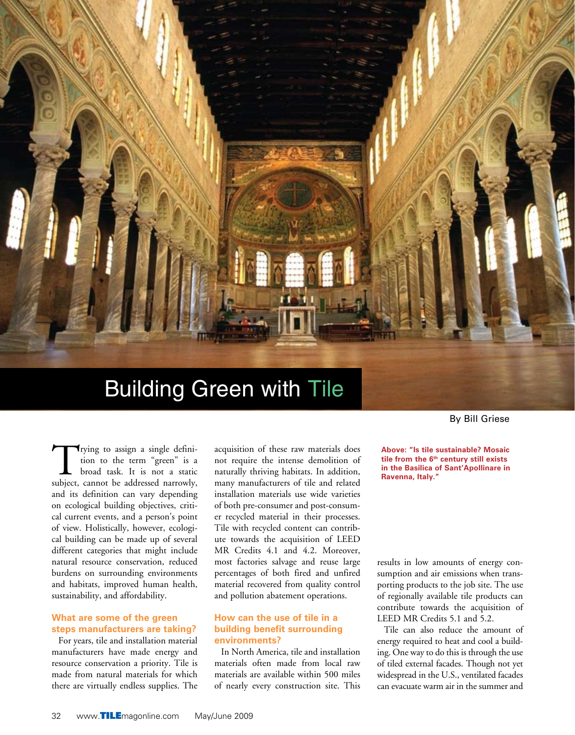// Building Green with Tile

# Building Green with Tile

By Bill Griese

**Above: "Is tile sustainable? Mosaic tile from the 6th century still exists in the Basilica of Sant'Apollinare in Ravenna, Italy."**

Trying to assign a single definition to the term "green" is a broad task. It is not a static subject, cannot be addressed narrowly, and its definition can vary depending on ecological building objectives, critical current events, and a person's point of view. Holistically, however, ecological building can be made up of several different categories that might include natural resource conservation, reduced burdens on surrounding environments and habitats, improved human health, sustainability, and affordability.

## What are some of the green steps manufacturers are taking?

For years, tile and installation material manufacturers have made energy and resource conservation a priority. Tile is made from natural materials for which there are virtually endless supplies. The acquisition of these raw materials does not require the intense demolition of naturally thriving habitats. In addition, many manufacturers of tile and related installation materials use wide varieties of both pre-consumer and post-consumer recycled material in their processes. Tile with recycled content can contribute towards the acquisition of LEED MR Credits 4.1 and 4.2. Moreover, most factories salvage and reuse large percentages of both fired and unfired material recovered from quality control and pollution abatement operations.

## How can the use of tile in a building benefit surrounding environments?

In North America, tile and installation materials often made from local raw materials are available within 500 miles of nearly every construction site. This results in low amounts of energy consumption and air emissions when transporting products to the job site. The use of regionally available tile products can contribute towards the acquisition of LEED MR Credits 5.1 and 5.2.

Tile can also reduce the amount of energy required to heat and cool a building. One way to do this is through the use of tiled external facades. Though not yet widespread in the U.S., ventilated facades can evacuate warm air in the summer and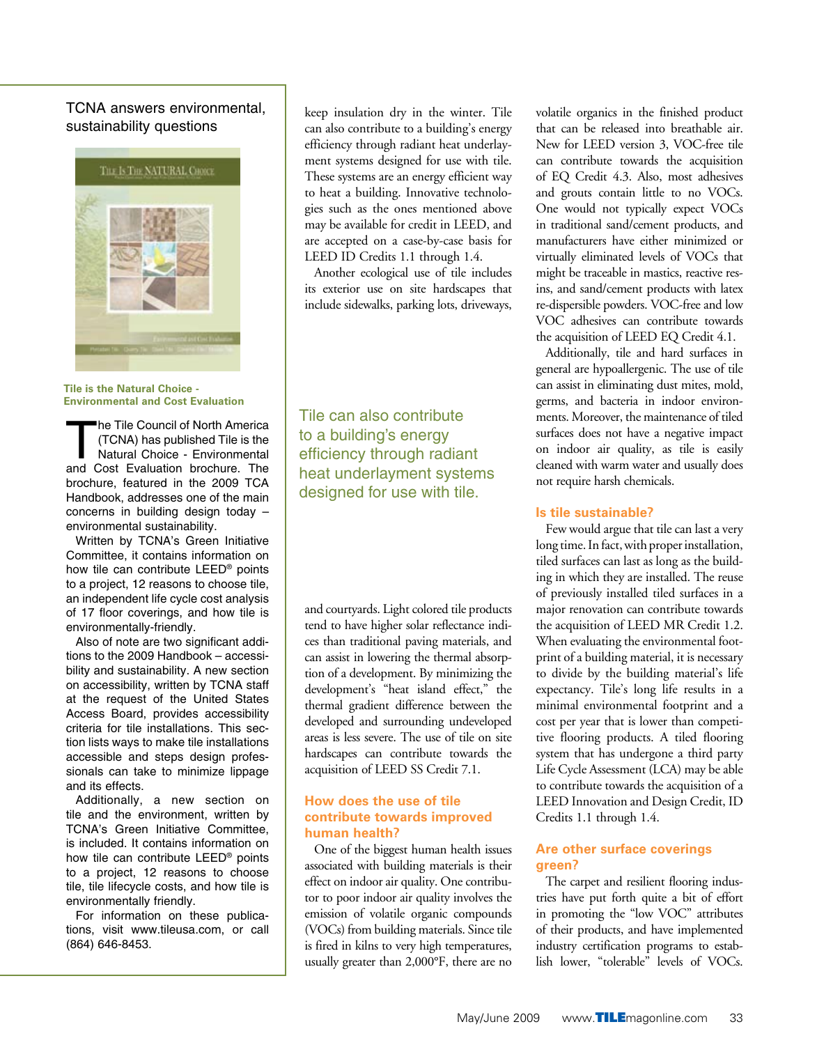## TCNA answers environmental, sustainability questions

**Tile is the Natural Choice - Environmental and Cost Evaluation**

The Tile Council of North America (TCNA) has published Tile is the Natural Choice - Environmental and Cost Evaluation brochure. The brochure, featured in the 2009 TCA Handbook, addresses one of the main concerns in building design today – environmental sustainability.

Written by TCNA's Green Initiative Committee, it contains information on how tile can contribute LEED® points to a project, 12 reasons to choose tile, an independent life cycle cost analysis of 17 floor coverings, and how tile is environmentally-friendly.

Also of note are two significant additions to the 2009 Handbook – accessibility and sustainability. A new section on accessibility, written by TCNA staff at the request of the United States Access Board, provides accessibility criteria for tile installations. This section lists ways to make tile installations accessible and steps design professionals can take to minimize lippage and its effects.

Additionally, a new section on tile and the environment, written by TCNA's Green Initiative Committee, is included. It contains information on how tile can contribute LEED® points to a project, 12 reasons to choose tile, tile lifecycle costs, and how tile is environmentally friendly.

For information on these publications, visit www.tileusa.com, or call (864) 646-8453.

---

keep insulation dry in the winter. Tile can also contribute to a building's energy efficiency through radiant heat underlayment systems designed for use with tile. These systems are an energy efficient way to heat a building. Innovative technologies such as the ones mentioned above may be available for credit in LEED, and are accepted on a case-by-case basis for LEED ID Credits 1.1 through 1.4.

Another ecological use of tile includes its exterior use on site hardscapes that include sidewalks, parking lots, driveways, and courtyards. Light colored tile products tend to have higher solar reflectance indices than traditional paving materials, and can assist in lowering the thermal absorption of a development. By minimizing the development's "heat island effect," the thermal gradient difference between the developed and surrounding undeveloped areas is less severe. The use of tile on site hardscapes can contribute towards the acquisition of LEED SS Credit 7.1.

> Tile can also contribute to a building's energy efficiency through radiant heat underlayment systems designed for use with tile.

### How does the use of tile contribute towards improved human health?

One of the biggest human health issues associated with building materials is their effect on indoor air quality. One contributor to poor indoor air quality involves the emission of volatile organic compounds (VOCs) from building materials. Since tile is fired in kilns to very high temperatures, usually greater than 2,000°F, there are no volatile organics in the finished product that can be released into breathable air. New for LEED version 3, VOC-free tile can contribute towards the acquisition of EQ Credit 4.3. Also, most adhesives and grouts contain little to no VOCs. One would not typically expect VOCs in traditional sand/cement products, and manufacturers have either minimized or virtually eliminated levels of VOCs that might be traceable in mastics, reactive resins, and sand/cement products with latex re-dispersible powders. VOC-free and low VOC adhesives can contribute towards the acquisition of LEED EQ Credit 4.1.

Additionally, tile and hard surfaces in general are hypoallergenic. The use of tile can assist in eliminating dust mites, mold, germs, and bacteria in indoor environments. Moreover, the maintenance of tiled surfaces does not have a negative impact on indoor air quality, as tile is easily cleaned with warm water and usually does not require harsh chemicals.

### Is tile sustainable?

Few would argue that tile can last a very long time. In fact, with proper installation, tiled surfaces can last as long as the building in which they are installed. The reuse of previously installed tiled surfaces in a major renovation can contribute towards the acquisition of LEED MR Credit 1.2. When evaluating the environmental footprint of a building material, it is necessary to divide by the building material's life expectancy. Tile's long life results in a minimal environmental footprint and a cost per year that is lower than competitive flooring products. A tiled flooring system that has undergone a third party Life Cycle Assessment (LCA) may be able to contribute towards the acquisition of a LEED Innovation and Design Credit, ID Credits 1.1 through 1.4.

### Are other surface coverings green?

The carpet and resilient flooring industries have put forth quite a bit of effort in promoting the "low VOC" attributes of their products, and have implemented industry certification programs to establish lower, "tolerable" levels of VOCs.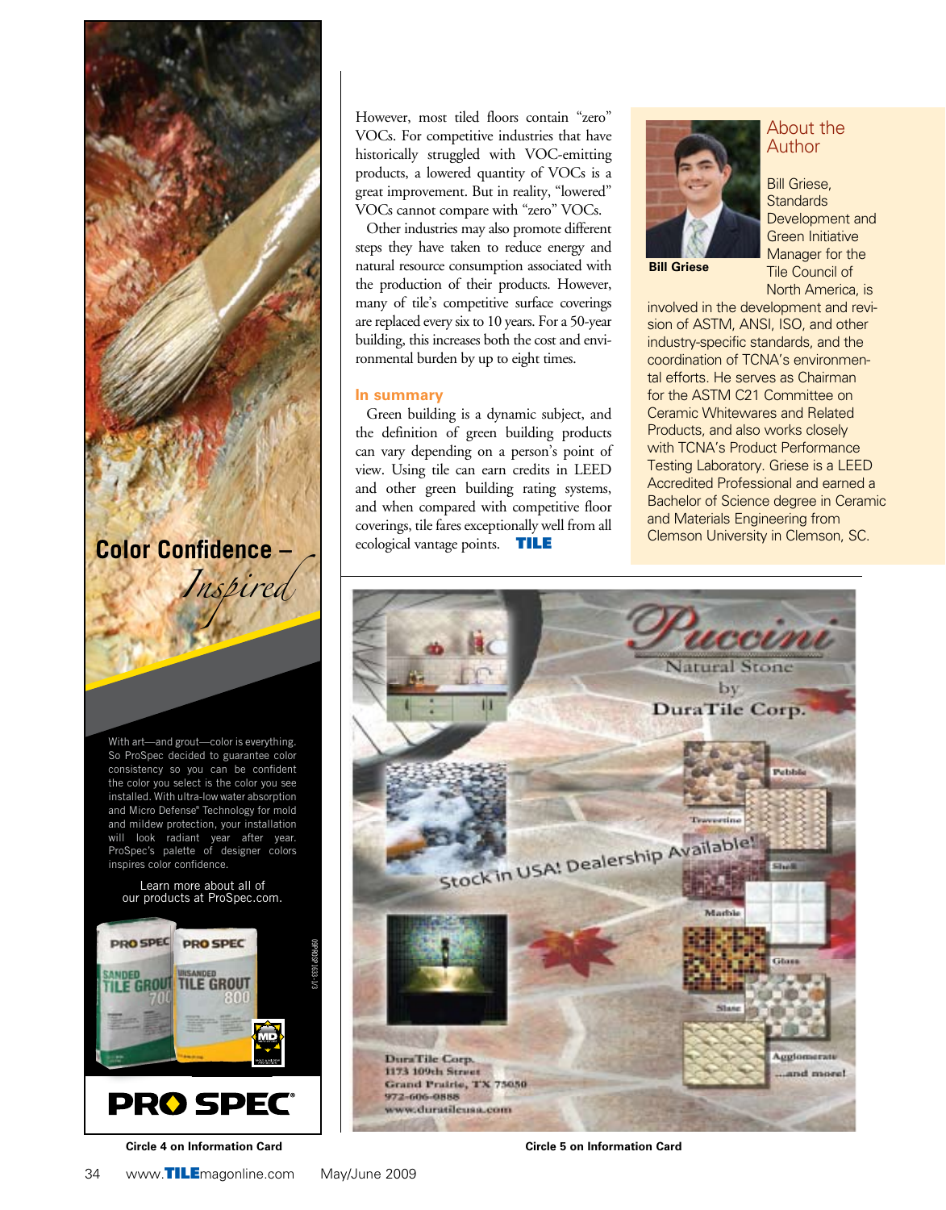However, most tiled floors contain "zero" VOCs. For competitive industries that have historically struggled with VOC-emitting products, a lowered quantity of VOCs is a great improvement. But in reality, "lowered" VOCs cannot compare with "zero" VOCs.

Other industries may also promote different steps they have taken to reduce energy and natural resource consumption associated with the production of their products. However, many of tile's competitive surface coverings are replaced every six to 10 years. For a 50-year building, this increases both the cost and environmental burden by up to eight times.

## In summary

Green building is a dynamic subject, and the definition of green building products can vary depending on a person's point of view. Using tile can earn credits in LEED and other green building rating systems, and when compared with competitive floor coverings, tile fares exceptionally well from all ecological vantage points. **TILE**

## About the Author

**Bill Griese**

Bill Griese, Standards Development and Green Initiative Manager for the Tile Council of North America, is involved in the development and revision of ASTM, ANSI, ISO, and other industry-specific standards, and the coordination of TCNA's environmental efforts. He serves as Chairman for the ASTM C21 Committee on Ceramic Whitewares and Related Products, and also works closely with TCNA's Product Performance Testing Laboratory. Griese is a LEED Accredited Professional and earned a Bachelor of Science degree in Ceramic and Materials Engineering from Clemson University in Clemson, SC.

**Color Confidence – *Inspired***

With art—and grout—color is everything. So ProSpec decided to guarantee color consistency so you can be confident the color you select is the color you see installed. With ultra-low water absorption and Micro Defense® Technology for mold and mildew protection, your installation will look radiant year after year. ProSpec's palette of designer colors inspires color confidence.

Learn more about all of our products at ProSpec.com.

PRO SPEC®

Circle 4 on Information Card

Puccini Natural Stone by DuraTile Corp.

Stock in USA! Dealership Available!

Pebble, Travertine, Shell, Marble, Glass, Slate, Agglomerate ...and more!

DuraTile Corp.
1173 109th Street
Grand Prairie, TX 75050
972-606-0888
www.duratileusa.com

Circle 5 on Information Card